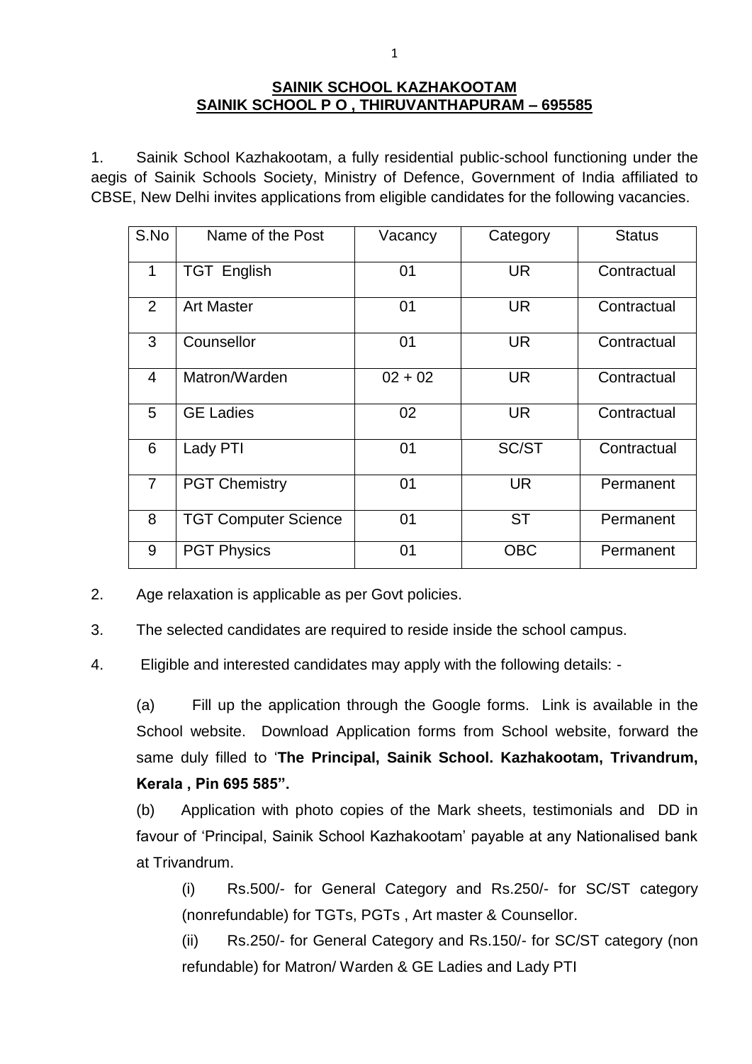**SAINIK SCHOOL KAZHAKOOTAM**
**SAINIK SCHOOL P O , THIRUVANTHAPURAM – 695585**

1. Sainik School Kazhakootam, a fully residential public-school functioning under the aegis of Sainik Schools Society, Ministry of Defence, Government of India affiliated to CBSE, New Delhi invites applications from eligible candidates for the following vacancies.

| S.No | Name of the Post | Vacancy | Category | Status |
|---|---|---|---|---|
| 1 | TGT English | 01 | UR | Contractual |
| 2 | Art Master | 01 | UR | Contractual |
| 3 | Counsellor | 01 | UR | Contractual |
| 4 | Matron/Warden | 02 + 02 | UR | Contractual |
| 5 | GE Ladies | 02 | UR | Contractual |
| 6 | Lady PTI | 01 | SC/ST | Contractual |
| 7 | PGT Chemistry | 01 | UR | Permanent |
| 8 | TGT Computer Science | 01 | ST | Permanent |
| 9 | PGT Physics | 01 | OBC | Permanent |

2. Age relaxation is applicable as per Govt policies.

3. The selected candidates are required to reside inside the school campus.

4. Eligible and interested candidates may apply with the following details: -

(a) Fill up the application through the Google forms. Link is available in the School website. Download Application forms from School website, forward the same duly filled to '**The Principal, Sainik School. Kazhakootam, Trivandrum, Kerala , Pin 695 585".**

(b) Application with photo copies of the Mark sheets, testimonials and DD in favour of 'Principal, Sainik School Kazhakootam' payable at any Nationalised bank at Trivandrum.

(i) Rs.500/- for General Category and Rs.250/- for SC/ST category (nonrefundable) for TGTs, PGTs , Art master & Counsellor.

(ii) Rs.250/- for General Category and Rs.150/- for SC/ST category (non refundable) for Matron/ Warden & GE Ladies and Lady PTI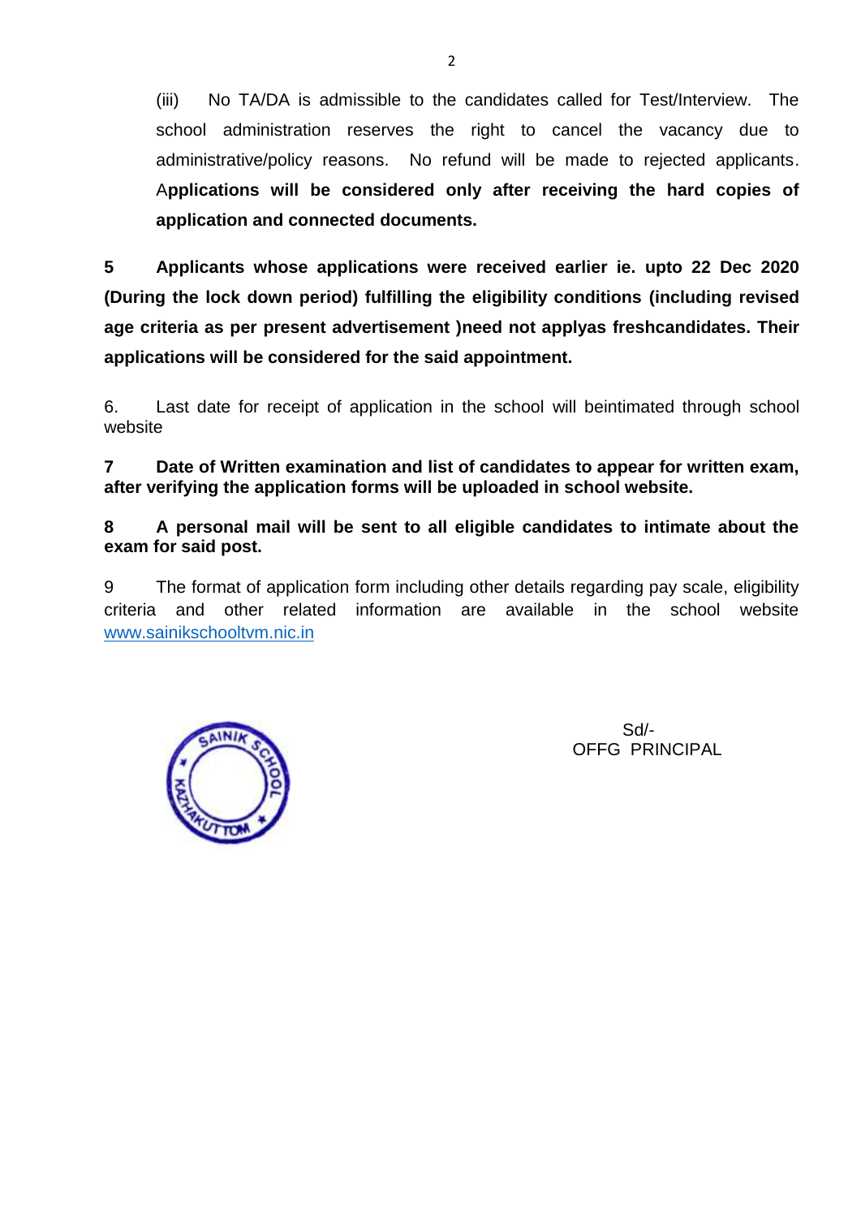(iii) No TA/DA is admissible to the candidates called for Test/Interview. The school administration reserves the right to cancel the vacancy due to administrative/policy reasons. No refund will be made to rejected applicants. A**pplications will be considered only after receiving the hard copies of application and connected documents.**

**5 Applicants whose applications were received earlier ie. upto 22 Dec 2020 (During the lock down period) fulfilling the eligibility conditions (including revised age criteria as per present advertisement )need not applyas freshcandidates. Their applications will be considered for the said appointment.**

6. Last date for receipt of application in the school will beintimated through school website

**7 Date of Written examination and list of candidates to appear for written exam, after verifying the application forms will be uploaded in school website.**

**8 A personal mail will be sent to all eligible candidates to intimate about the exam for said post.**

9 The format of application form including other details regarding pay scale, eligibility criteria and other related information are available in the school website www.sainikschooltvm.nic.in

SAINIK SCHOOL KAZHAKUTTOM

Sd/-
OFFG PRINCIPAL